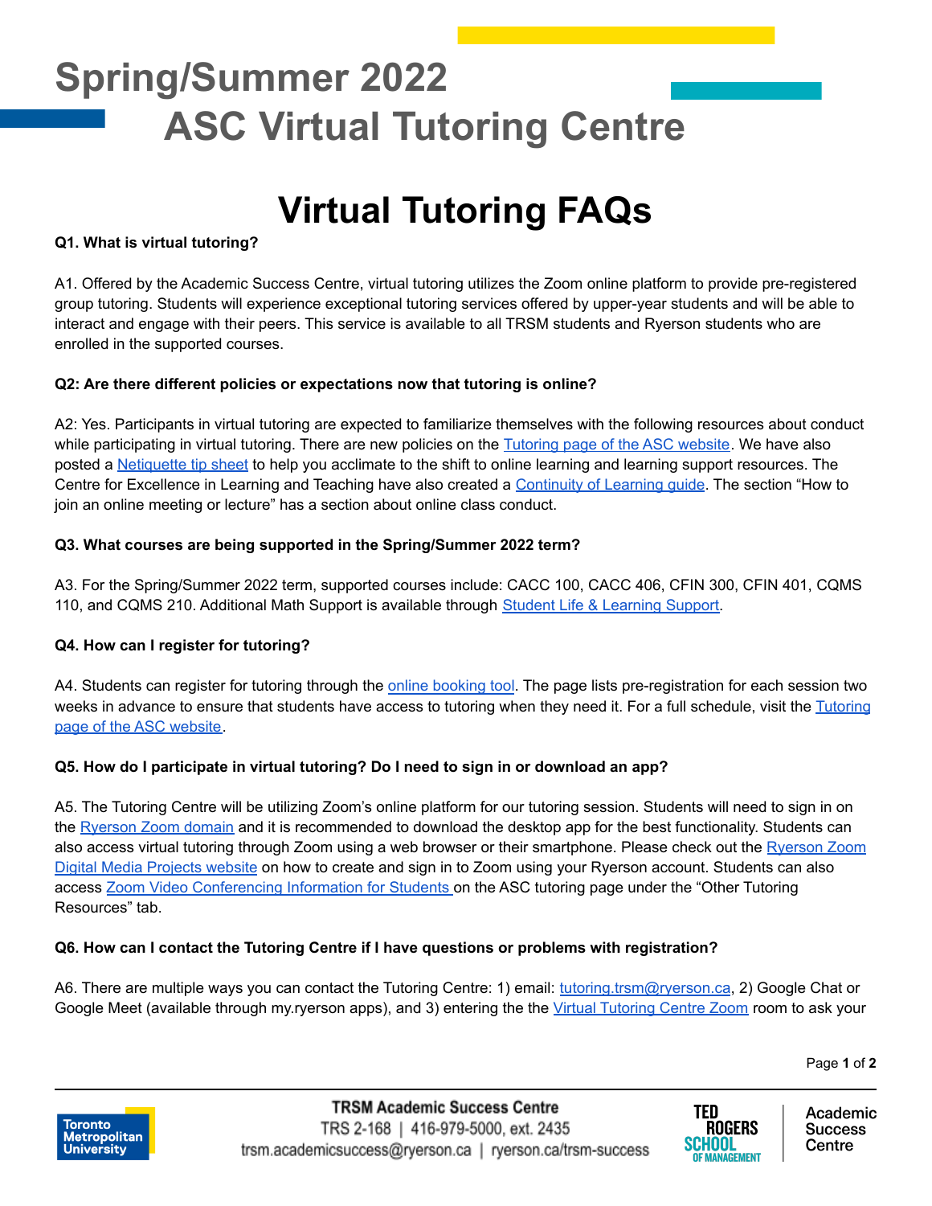# Spring/Summer 2022
# ASC Virtual Tutoring Centre

## Virtual Tutoring FAQs

**Q1. What is virtual tutoring?**

A1. Offered by the Academic Success Centre, virtual tutoring utilizes the Zoom online platform to provide pre-registered group tutoring. Students will experience exceptional tutoring services offered by upper-year students and will be able to interact and engage with their peers. This service is available to all TRSM students and Ryerson students who are enrolled in the supported courses.

**Q2: Are there different policies or expectations now that tutoring is online?**

A2: Yes. Participants in virtual tutoring are expected to familiarize themselves with the following resources about conduct while participating in virtual tutoring. There are new policies on the Tutoring page of the ASC website. We have also posted a Netiquette tip sheet to help you acclimate to the shift to online learning and learning support resources. The Centre for Excellence in Learning and Teaching have also created a Continuity of Learning guide. The section "How to join an online meeting or lecture" has a section about online class conduct.

**Q3. What courses are being supported in the Spring/Summer 2022 term?**

A3. For the Spring/Summer 2022 term, supported courses include: CACC 100, CACC 406, CFIN 300, CFIN 401, CQMS 110, and CQMS 210. Additional Math Support is available through Student Life & Learning Support.

**Q4. How can I register for tutoring?**

A4. Students can register for tutoring through the online booking tool. The page lists pre-registration for each session two weeks in advance to ensure that students have access to tutoring when they need it. For a full schedule, visit the Tutoring page of the ASC website.

**Q5. How do I participate in virtual tutoring? Do I need to sign in or download an app?**

A5. The Tutoring Centre will be utilizing Zoom's online platform for our tutoring session. Students will need to sign in on the Ryerson Zoom domain and it is recommended to download the desktop app for the best functionality. Students can also access virtual tutoring through Zoom using a web browser or their smartphone. Please check out the Ryerson Zoom Digital Media Projects website on how to create and sign in to Zoom using your Ryerson account. Students can also access Zoom Video Conferencing Information for Students on the ASC tutoring page under the "Other Tutoring Resources" tab.

**Q6. How can I contact the Tutoring Centre if I have questions or problems with registration?**

A6. There are multiple ways you can contact the Tutoring Centre: 1) email: tutoring.trsm@ryerson.ca, 2) Google Chat or Google Meet (available through my.ryerson apps), and 3) entering the the Virtual Tutoring Centre Zoom room to ask your

TRSM Academic Success Centre
TRS 2-168 | 416-979-5000, ext. 2435
trsm.academicsuccess@ryerson.ca | ryerson.ca/trsm-success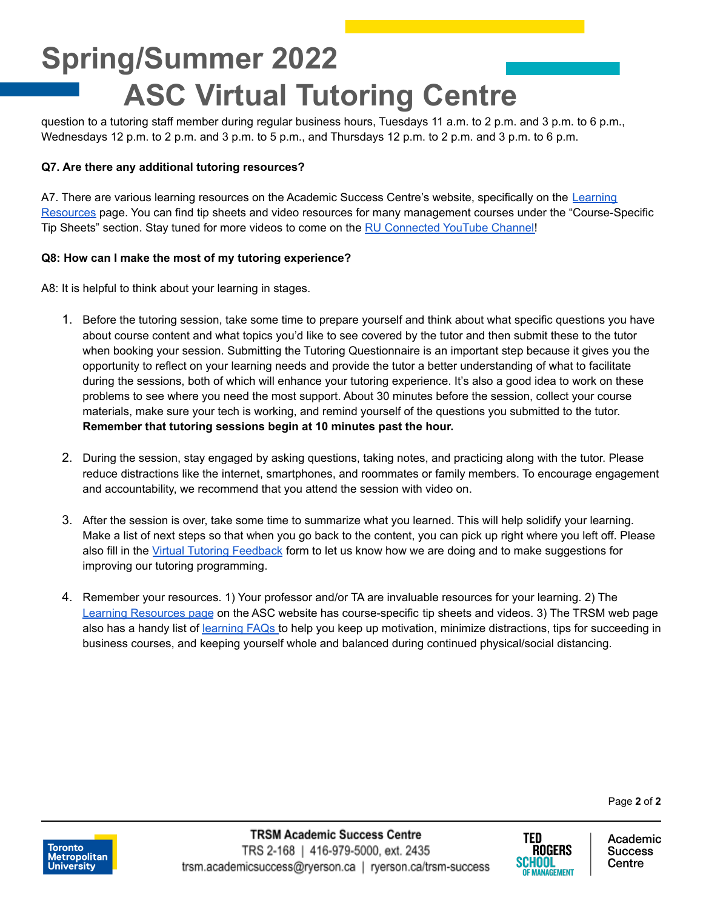question to a tutoring staff member during regular business hours, Tuesdays 11 a.m. to 2 p.m. and 3 p.m. to 6 p.m., Wednesdays 12 p.m. to 2 p.m. and 3 p.m. to 5 p.m., and Thursdays 12 p.m. to 2 p.m. and 3 p.m. to 6 p.m.

**Q7. Are there any additional tutoring resources?**

A7. There are various learning resources on the Academic Success Centre's website, specifically on the Learning Resources page. You can find tip sheets and video resources for many management courses under the "Course-Specific Tip Sheets" section. Stay tuned for more videos to come on the RU Connected YouTube Channel!

**Q8: How can I make the most of my tutoring experience?**

A8: It is helpful to think about your learning in stages.

1. Before the tutoring session, take some time to prepare yourself and think about what specific questions you have about course content and what topics you'd like to see covered by the tutor and then submit these to the tutor when booking your session. Submitting the Tutoring Questionnaire is an important step because it gives you the opportunity to reflect on your learning needs and provide the tutor a better understanding of what to facilitate during the sessions, both of which will enhance your tutoring experience. It's also a good idea to work on these problems to see where you need the most support. About 30 minutes before the session, collect your course materials, make sure your tech is working, and remind yourself of the questions you submitted to the tutor. **Remember that tutoring sessions begin at 10 minutes past the hour.**

2. During the session, stay engaged by asking questions, taking notes, and practicing along with the tutor. Please reduce distractions like the internet, smartphones, and roommates or family members. To encourage engagement and accountability, we recommend that you attend the session with video on.

3. After the session is over, take some time to summarize what you learned. This will help solidify your learning. Make a list of next steps so that when you go back to the content, you can pick up right where you left off. Please also fill in the Virtual Tutoring Feedback form to let us know how we are doing and to make suggestions for improving our tutoring programming.

4. Remember your resources. 1) Your professor and/or TA are invaluable resources for your learning. 2) The Learning Resources page on the ASC website has course-specific tip sheets and videos. 3) The TRSM web page also has a handy list of learning FAQs to help you keep up motivation, minimize distractions, tips for succeeding in business courses, and keeping yourself whole and balanced during continued physical/social distancing.